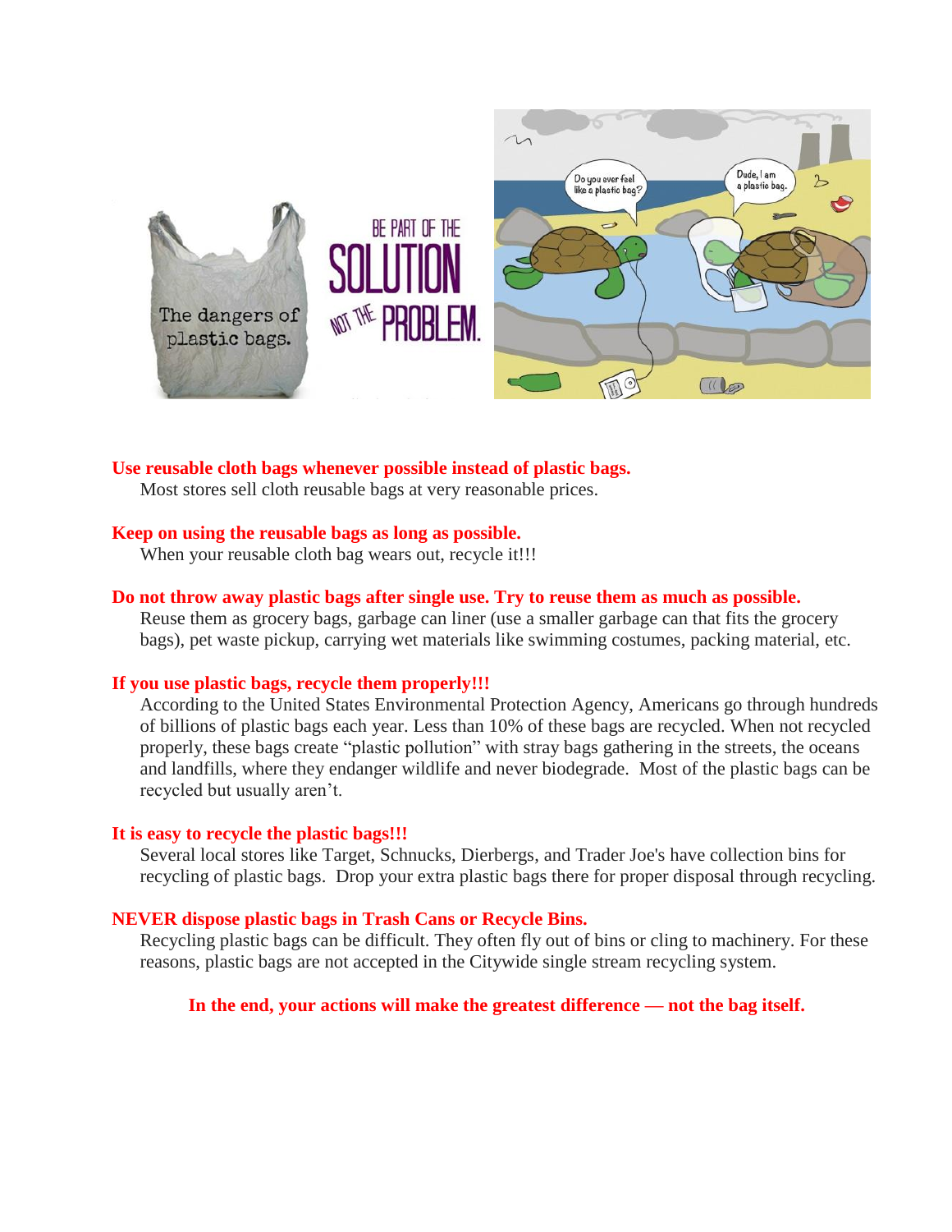**Use reusable cloth bags whenever possible instead of plastic bags.**

Most stores sell cloth reusable bags at very reasonable prices.

**Keep on using the reusable bags as long as possible.**

When your reusable cloth bag wears out, recycle it!!!

**Do not throw away plastic bags after single use. Try to reuse them as much as possible.**

Reuse them as grocery bags, garbage can liner (use a smaller garbage can that fits the grocery bags), pet waste pickup, carrying wet materials like swimming costumes, packing material, etc.

**If you use plastic bags, recycle them properly!!!**

According to the United States Environmental Protection Agency, Americans go through hundreds of billions of plastic bags each year. Less than 10% of these bags are recycled. When not recycled properly, these bags create "plastic pollution" with stray bags gathering in the streets, the oceans and landfills, where they endanger wildlife and never biodegrade. Most of the plastic bags can be recycled but usually aren't.

**It is easy to recycle the plastic bags!!!**

Several local stores like Target, Schnucks, Dierbergs, and Trader Joe's have collection bins for recycling of plastic bags. Drop your extra plastic bags there for proper disposal through recycling.

**NEVER dispose plastic bags in Trash Cans or Recycle Bins.**

Recycling plastic bags can be difficult. They often fly out of bins or cling to machinery. For these reasons, plastic bags are not accepted in the Citywide single stream recycling system.

**In the end, your actions will make the greatest difference — not the bag itself.**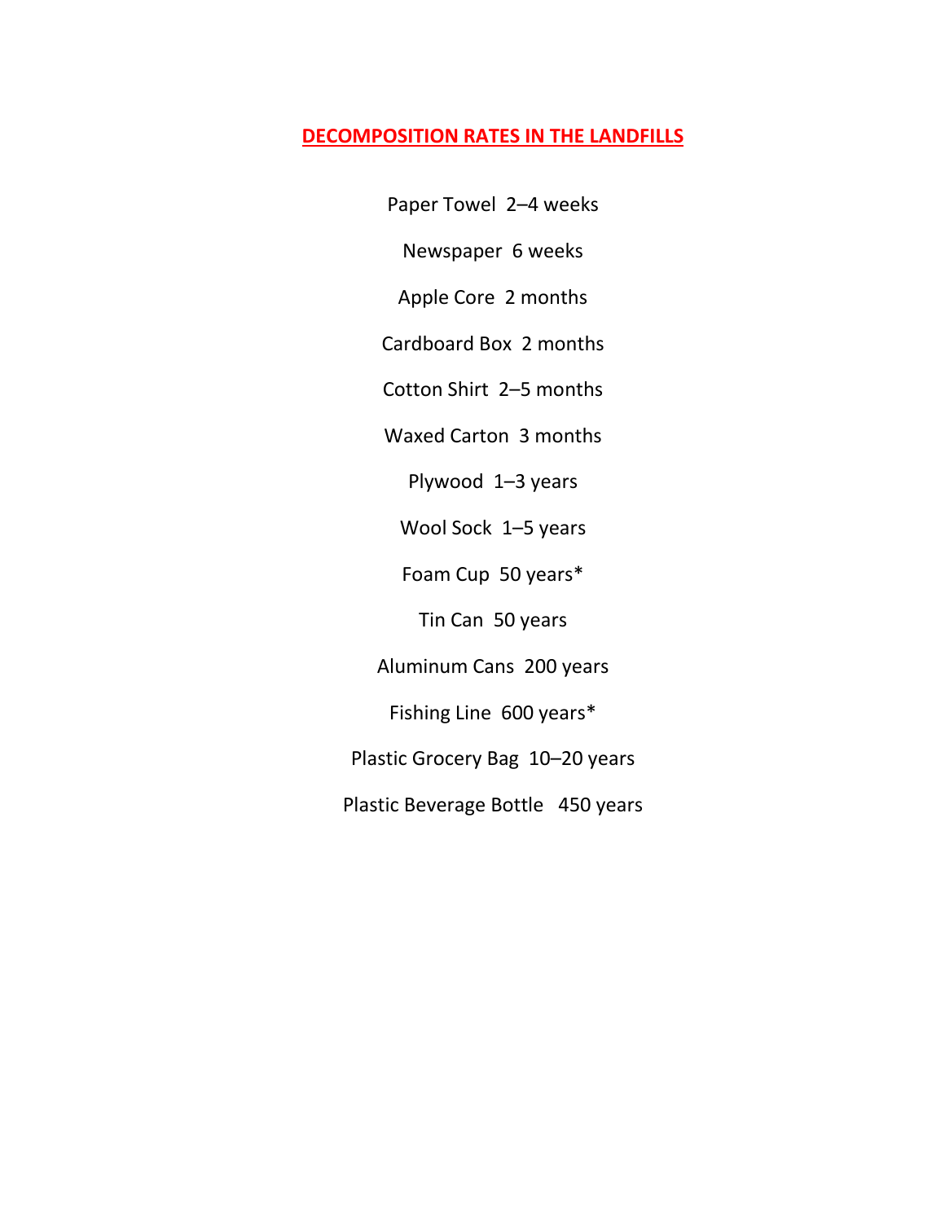## DECOMPOSITION RATES IN THE LANDFILLS

Paper Towel 2–4 weeks

Newspaper 6 weeks

Apple Core 2 months

Cardboard Box 2 months

Cotton Shirt 2–5 months

Waxed Carton 3 months

Plywood 1–3 years

Wool Sock 1–5 years

Foam Cup 50 years*

Tin Can 50 years

Aluminum Cans 200 years

Fishing Line 600 years*

Plastic Grocery Bag 10–20 years

Plastic Beverage Bottle 450 years